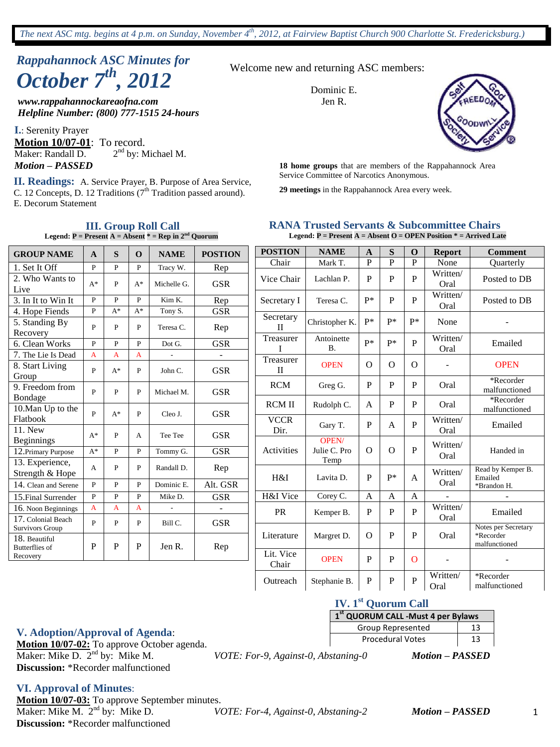*The next ASC mtg. begins at 4 p.m. on Sunday, November 4th, 2012, at Fairview Baptist Church 900 Charlotte St. Fredericksburg.)*

## *Rappahannock ASC Minutes for*
# *October 7th, 2012*

***www.rappahannockareaofna.com***
***Helpline Number: (800) 777-1515 24-hours***

Welcome new and returning ASC members:

Dominic E.
Jen R.

**18 home groups** that are members of the Rappahannock Area Service Committee of Narcotics Anonymous.

**29 meetings** in the Rappahannock Area every week.

**I.**: Serenity Prayer

**Motion 10/07-01**: To record.
Maker: Randall D. 2nd by: Michael M.
***Motion – PASSED***

**II. Readings:** A. Service Prayer, B. Purpose of Area Service, C. 12 Concepts, D. 12 Traditions (7th Tradition passed around). E. Decorum Statement

### III. Group Roll Call

**Legend: P = Present A = Absent * = Rep in 2nd Quorum**

| GROUP NAME | A | S | O | NAME | POSTION |
|---|---|---|---|---|---|
| 1. Set It Off | P | P | P | Tracy W. | Rep |
| 2. Who Wants to Live | A* | P | A* | Michelle G. | GSR |
| 3. In It to Win It | P | P | P | Kim K. | Rep |
| 4. Hope Fiends | P | A* | A* | Tony S. | GSR |
| 5. Standing By Recovery | P | P | P | Teresa C. | Rep |
| 6. Clean Works | P | P | P | Dot G. | GSR |
| 7. The Lie Is Dead | A | A | A | - | - |
| 8. Start Living Group | P | A* | P | John C. | GSR |
| 9. Freedom from Bondage | P | P | P | Michael M. | GSR |
| 10.Man Up to the Flatbook | P | A* | P | Cleo J. | GSR |
| 11. New Beginnings | A* | P | A | Tee Tee | GSR |
| 12.Primary Purpose | A* | P | P | Tommy G. | GSR |
| 13. Experience, Strength & Hope | A | P | P | Randall D. | Rep |
| 14. Clean and Serene | P | P | P | Dominic E. | Alt. GSR |
| 15.Final Surrender | P | P | P | Mike D. | GSR |
| 16. Noon Beginnings | A | A | A | - | - |
| 17. Colonial Beach Survivors Group | P | P | P | Bill C. | GSR |
| 18. Beautiful Butterflies of Recovery | P | P | P | Jen R. | Rep |

### RANA Trusted Servants & Subcommittee Chairs

**Legend: P = Present A = Absent O = OPEN Position * = Arrived Late**

| POSTION | NAME | A | S | O | Report | Comment |
|---|---|---|---|---|---|---|
| Chair | Mark T. | P | P | P | None | Quarterly |
| Vice Chair | Lachlan P. | P | P | P | Written/ Oral | Posted to DB |
| Secretary I | Teresa C. | P* | P | P | Written/ Oral | Posted to DB |
| Secretary II | Christopher K. | P* | P* | P* | None | - |
| Treasurer I | Antoinette B. | P* | P* | P | Written/ Oral | Emailed |
| Treasurer II | OPEN | O | O | O | - | OPEN |
| RCM | Greg G. | P | P | P | Oral | *Recorder malfunctioned |
| RCM II | Rudolph C. | A | P | P | Oral | *Recorder malfunctioned |
| VCCR Dir. | Gary T. | P | A | P | Written/ Oral | Emailed |
| Activities | OPEN/ Julie C. Pro Temp | O | O | P | Written/ Oral | Handed in |
| H&I | Lavita D. | P | P* | A | Written/ Oral | Read by Kemper B. Emailed *Brandon H. |
| H&I Vice | Corey C. | A | A | A | - | - |
| PR | Kemper B. | P | P | P | Written/ Oral | Emailed |
| Literature | Margret D. | O | P | P | Oral | Notes per Secretary *Recorder malfunctioned |
| Lit. Vice Chair | OPEN | P | P | O | - | - |
| Outreach | Stephanie B. | P | P | P | Written/ Oral | *Recorder malfunctioned |

### IV. 1st Quorum Call

| 1st QUORUM CALL -Must 4 per Bylaws | |
|---|---|
| Group Represented | 13 |
| Procedural Votes | 13 |

### V. Adoption/Approval of Agenda:

**Motion 10/07-02:** To approve October agenda.
Maker: Mike D. 2nd by: Mike M. *VOTE: For-9, Against-0, Abstaning-0* ***Motion – PASSED***
**Discussion:** *Recorder malfunctioned

### VI. Approval of Minutes:

**Motion 10/07-03:** To approve September minutes.
Maker: Mike M. 2nd by: Mike D. *VOTE: For-4, Against-0, Abstaning-2* ***Motion – PASSED***
**Discussion:** *Recorder malfunctioned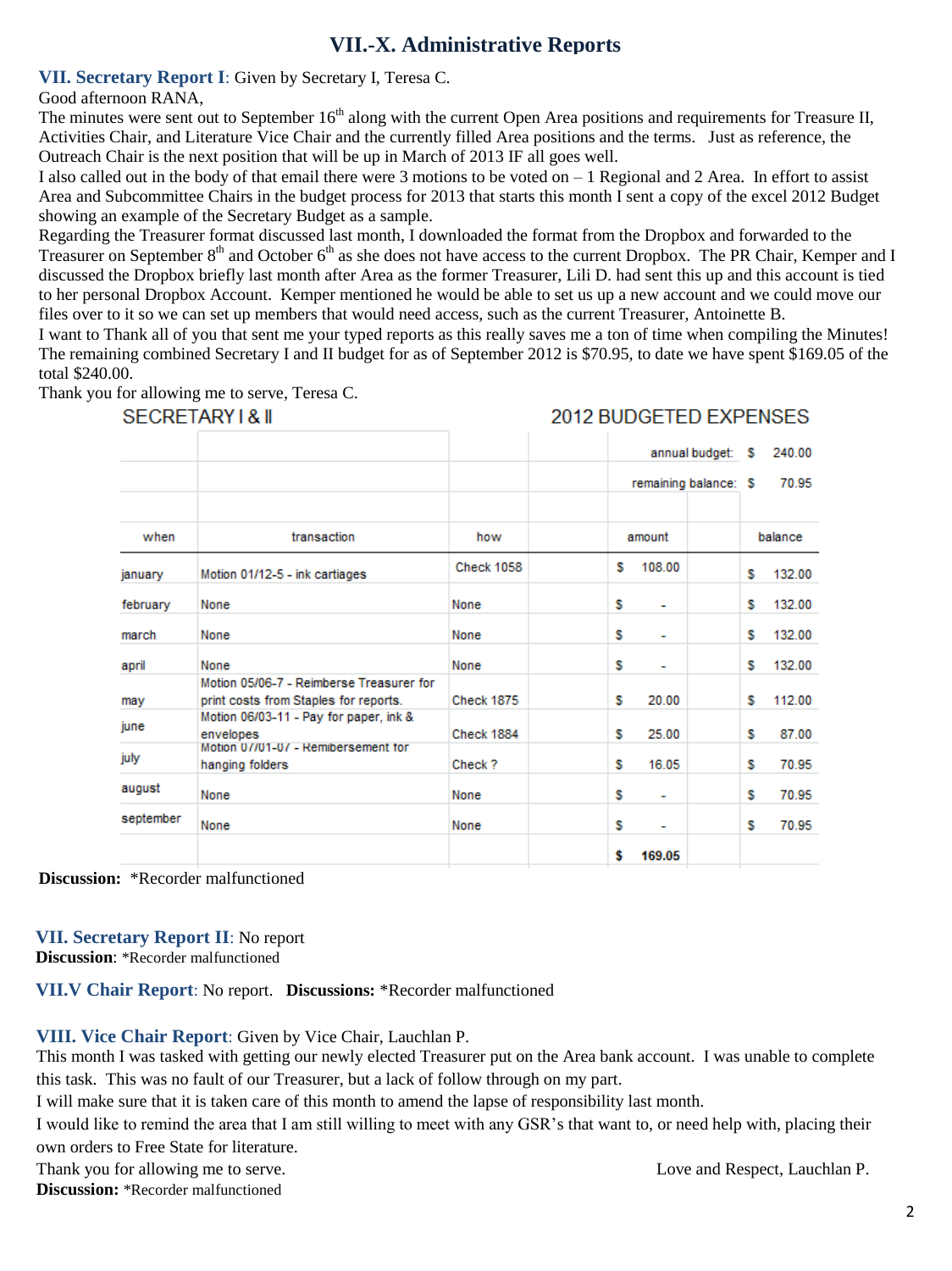# VII.-X. Administrative Reports

**VII. Secretary Report I**: Given by Secretary I, Teresa C.

Good afternoon RANA,

The minutes were sent out to September 16th along with the current Open Area positions and requirements for Treasure II, Activities Chair, and Literature Vice Chair and the currently filled Area positions and the terms. Just as reference, the Outreach Chair is the next position that will be up in March of 2013 IF all goes well.

I also called out in the body of that email there were 3 motions to be voted on – 1 Regional and 2 Area. In effort to assist Area and Subcommittee Chairs in the budget process for 2013 that starts this month I sent a copy of the excel 2012 Budget showing an example of the Secretary Budget as a sample.

Regarding the Treasurer format discussed last month, I downloaded the format from the Dropbox and forwarded to the Treasurer on September 8th and October 6th as she does not have access to the current Dropbox. The PR Chair, Kemper and I discussed the Dropbox briefly last month after Area as the former Treasurer, Lili D. had sent this up and this account is tied to her personal Dropbox Account. Kemper mentioned he would be able to set us up a new account and we could move our files over to it so we can set up members that would need access, such as the current Treasurer, Antoinette B.

I want to Thank all of you that sent me your typed reports as this really saves me a ton of time when compiling the Minutes! The remaining combined Secretary I and II budget for as of September 2012 is $70.95, to date we have spent $169.05 of the total $240.00.

Thank you for allowing me to serve, Teresa C.

**SECRETARY I & II — 2012 BUDGETED EXPENSES**

annual budget: $ 240.00
remaining balance: $ 70.95

| when | transaction | how | amount | balance |
|---|---|---|---|---|
| january | Motion 01/12-5 - ink cartiages | Check 1058 | $ 108.00 | $ 132.00 |
| february | None | None | $ - | $ 132.00 |
| march | None | None | $ - | $ 132.00 |
| april | None | None | $ - | $ 132.00 |
| may | Motion 05/06-7 - Reimberse Treasurer for print costs from Staples for reports. | Check 1875 | $ 20.00 | $ 112.00 |
| june | Motion 06/03-11 - Pay for paper, ink & envelopes | Check 1884 | $ 25.00 | $ 87.00 |
| july | Motion 07/01-07 - Remibersement for hanging folders | Check ? | $ 16.05 | $ 70.95 |
| august | None | None | $ - | $ 70.95 |
| september | None | None | $ - | $ 70.95 |
| | | | **$ 169.05** | |

**Discussion:** *Recorder malfunctioned

**VII. Secretary Report II**: No report

**Discussion**: *Recorder malfunctioned

**VII.V Chair Report**: No report. **Discussions:** *Recorder malfunctioned

**VIII. Vice Chair Report**: Given by Vice Chair, Lauchlan P.

This month I was tasked with getting our newly elected Treasurer put on the Area bank account. I was unable to complete this task. This was no fault of our Treasurer, but a lack of follow through on my part.

I will make sure that it is taken care of this month to amend the lapse of responsibility last month.

I would like to remind the area that I am still willing to meet with any GSR's that want to, or need help with, placing their own orders to Free State for literature.

Thank you for allowing me to serve. Love and Respect, Lauchlan P.

**Discussion:** *Recorder malfunctioned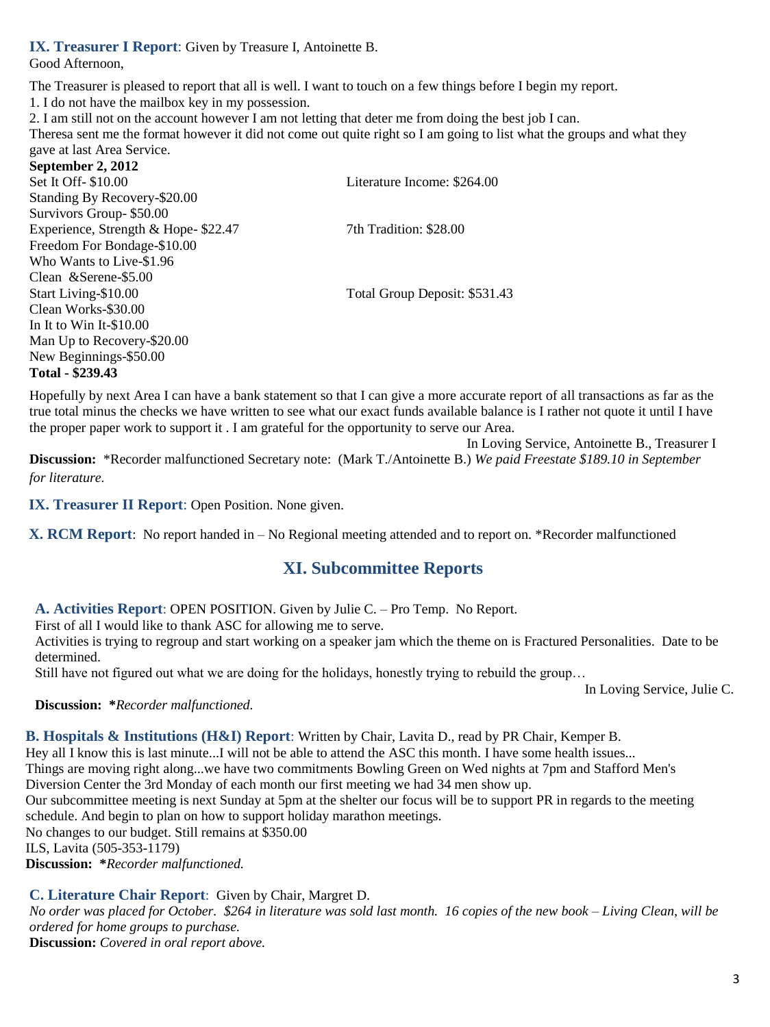**IX. Treasurer I Report**: Given by Treasure I, Antoinette B.

Good Afternoon,

The Treasurer is pleased to report that all is well. I want to touch on a few things before I begin my report.

1. I do not have the mailbox key in my possession.
2. I am still not on the account however I am not letting that deter me from doing the best job I can.

Theresa sent me the format however it did not come out quite right so I am going to list what the groups and what they gave at last Area Service.

**September 2, 2012**

Set It Off- $10.00
Standing By Recovery-$20.00
Survivors Group- $50.00
Experience, Strength & Hope- $22.47
Freedom For Bondage-$10.00
Who Wants to Live-$1.96
Clean &Serene-$5.00
Start Living-$10.00
Clean Works-$30.00
In It to Win It-$10.00
Man Up to Recovery-$20.00
New Beginnings-$50.00
**Total - $239.43**

Literature Income: $264.00

7th Tradition: $28.00

Total Group Deposit: $531.43

Hopefully by next Area I can have a bank statement so that I can give a more accurate report of all transactions as far as the true total minus the checks we have written to see what our exact funds available balance is I rather not quote it until I have the proper paper work to support it . I am grateful for the opportunity to serve our Area.

In Loving Service, Antoinette B., Treasurer I

**Discussion:** *Recorder malfunctioned Secretary note: (Mark T./Antoinette B.) *We paid Freestate $189.10 in September for literature.*

**IX. Treasurer II Report**: Open Position. None given.

**X. RCM Report**: No report handed in – No Regional meeting attended and to report on. *Recorder malfunctioned

## XI. Subcommittee Reports

**A. Activities Report**: OPEN POSITION. Given by Julie C. – Pro Temp. No Report.

First of all I would like to thank ASC for allowing me to serve.

Activities is trying to regroup and start working on a speaker jam which the theme on is Fractured Personalities. Date to be determined.

Still have not figured out what we are doing for the holidays, honestly trying to rebuild the group…

In Loving Service, Julie C.

**Discussion: ****Recorder malfunctioned.*

**B. Hospitals & Institutions (H&I) Report**: Written by Chair, Lavita D., read by PR Chair, Kemper B.

Hey all I know this is last minute...I will not be able to attend the ASC this month. I have some health issues...

Things are moving right along...we have two commitments Bowling Green on Wed nights at 7pm and Stafford Men's Diversion Center the 3rd Monday of each month our first meeting we had 34 men show up.

Our subcommittee meeting is next Sunday at 5pm at the shelter our focus will be to support PR in regards to the meeting schedule. And begin to plan on how to support holiday marathon meetings.

No changes to our budget. Still remains at $350.00

ILS, Lavita (505-353-1179)

**Discussion: ****Recorder malfunctioned.*

**C. Literature Chair Report**: Given by Chair, Margret D.

*No order was placed for October. $264 in literature was sold last month. 16 copies of the new book – Living Clean, will be ordered for home groups to purchase.*

**Discussion:** *Covered in oral report above.*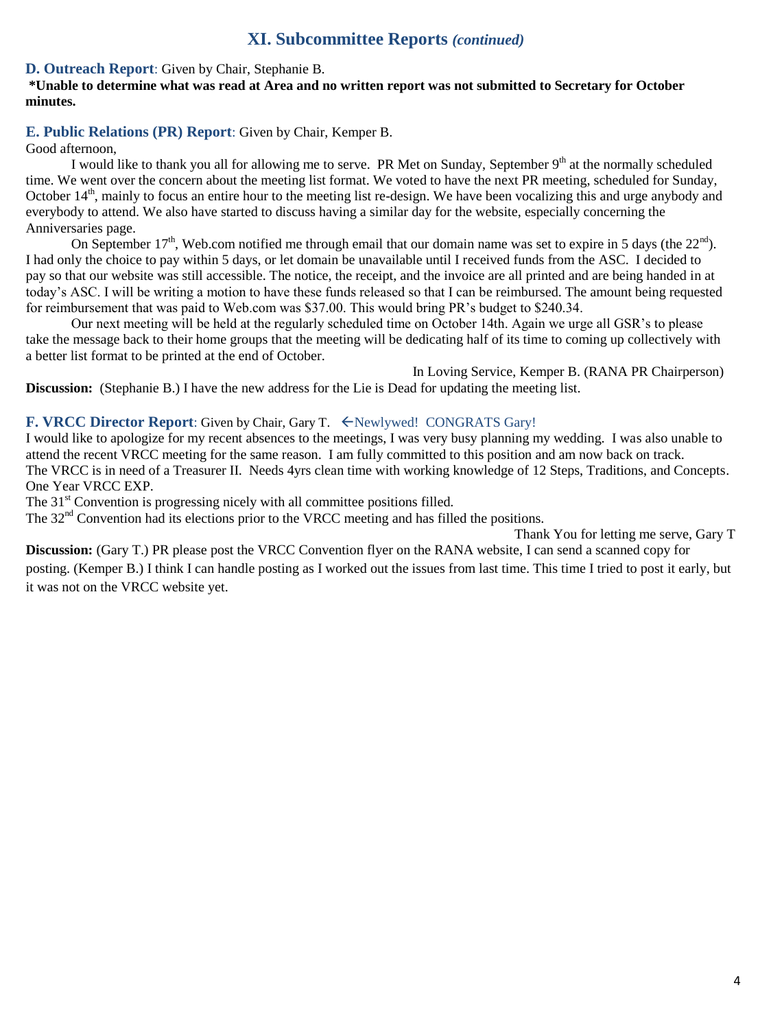## XI. Subcommittee Reports *(continued)*

**D. Outreach Report**: Given by Chair, Stephanie B.

**\*Unable to determine what was read at Area and no written report was not submitted to Secretary for October minutes.**

**E. Public Relations (PR) Report**: Given by Chair, Kemper B.

Good afternoon,

I would like to thank you all for allowing me to serve. PR Met on Sunday, September 9th at the normally scheduled time. We went over the concern about the meeting list format. We voted to have the next PR meeting, scheduled for Sunday, October 14th, mainly to focus an entire hour to the meeting list re-design. We have been vocalizing this and urge anybody and everybody to attend. We also have started to discuss having a similar day for the website, especially concerning the Anniversaries page.

On September 17th, Web.com notified me through email that our domain name was set to expire in 5 days (the 22nd). I had only the choice to pay within 5 days, or let domain be unavailable until I received funds from the ASC. I decided to pay so that our website was still accessible. The notice, the receipt, and the invoice are all printed and are being handed in at today's ASC. I will be writing a motion to have these funds released so that I can be reimbursed. The amount being requested for reimbursement that was paid to Web.com was $37.00. This would bring PR's budget to $240.34.

Our next meeting will be held at the regularly scheduled time on October 14th. Again we urge all GSR's to please take the message back to their home groups that the meeting will be dedicating half of its time to coming up collectively with a better list format to be printed at the end of October.

In Loving Service, Kemper B. (RANA PR Chairperson)

**Discussion:** (Stephanie B.) I have the new address for the Lie is Dead for updating the meeting list.

**F. VRCC Director Report**: Given by Chair, Gary T. ←Newlywed! CONGRATS Gary!

I would like to apologize for my recent absences to the meetings, I was very busy planning my wedding. I was also unable to attend the recent VRCC meeting for the same reason. I am fully committed to this position and am now back on track.

The VRCC is in need of a Treasurer II. Needs 4yrs clean time with working knowledge of 12 Steps, Traditions, and Concepts. One Year VRCC EXP.

The 31st Convention is progressing nicely with all committee positions filled.

The 32nd Convention had its elections prior to the VRCC meeting and has filled the positions.

Thank You for letting me serve, Gary T

**Discussion:** (Gary T.) PR please post the VRCC Convention flyer on the RANA website, I can send a scanned copy for posting. (Kemper B.) I think I can handle posting as I worked out the issues from last time. This time I tried to post it early, but it was not on the VRCC website yet.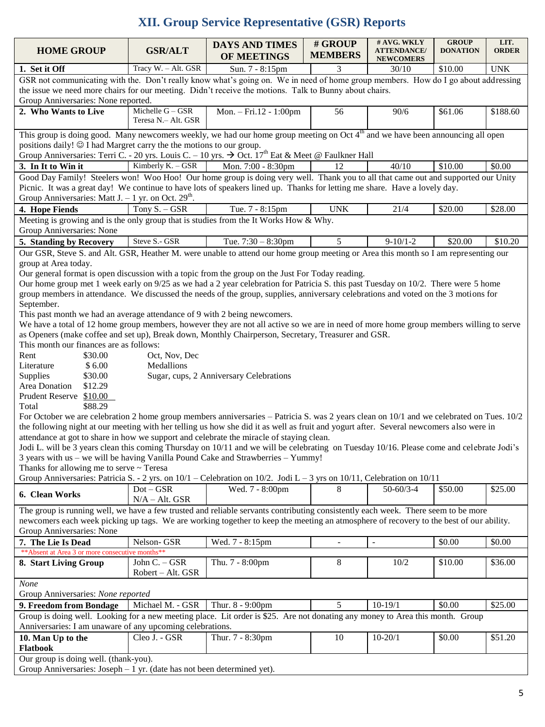# XII. Group Service Representative (GSR) Reports

| HOME GROUP | GSR/ALT | DAYS AND TIMES OF MEETINGS | # GROUP MEMBERS | # AVG. WKLY ATTENDANCE/ NEWCOMERS | GROUP DONATION | LIT. ORDER |
|---|---|---|---|---|---|---|
| **1. Set it Off** | Tracy W. – Alt. GSR | Sun. 7 - 8:15pm | 3 | 30/10 | $10.00 | UNK |
| GSR not communicating with the. Don't really know what's going on. We in need of home group members. How do I go about addressing the issue we need more chairs for our meeting. Didn't receive the motions. Talk to Bunny about chairs. Group Anniversaries: None reported. | | | | | | |
| **2. Who Wants to Live** | Michelle G – GSR Teresa N.– Alt. GSR | Mon. – Fri.12 - 1:00pm | 56 | 90/6 | $61.06 | $188.60 |
| This group is doing good. Many newcomers weekly, we had our home group meeting on Oct 4th and we have been announcing all open positions daily! ☺ I had Margret carry the the motions to our group. Group Anniversaries: Terri C. - 20 yrs. Louis C. – 10 yrs. → Oct. 17th Eat & Meet @ Faulkner Hall | | | | | | |
| **3. In It to Win it** | Kimberly K. – GSR | Mon. 7:00 - 8:30pm | 12 | 40/10 | $10.00 | $0.00 |
| Good Day Family! Steelers won! Woo Hoo! Our home group is doing very well. Thank you to all that came out and supported our Unity Picnic. It was a great day! We continue to have lots of speakers lined up. Thanks for letting me share. Have a lovely day. Group Anniversaries: Matt J. – 1 yr. on Oct. 29th. | | | | | | |
| **4. Hope Fiends** | Tony S. – GSR | Tue. 7 - 8:15pm | UNK | 21/4 | $20.00 | $28.00 |
| Meeting is growing and is the only group that is studies from the It Works How & Why. Group Anniversaries: None | | | | | | |
| **5. Standing by Recovery** | Steve S.- GSR | Tue. 7:30 – 8:30pm | 5 | 9-10/1-2 | $20.00 | $10.20 |
| Our GSR, Steve S. and Alt. GSR, Heather M. were unable to attend our home group meeting or Area this month so I am representing our group at Area today. Our general format is open discussion with a topic from the group on the Just For Today reading. Our home group met 1 week early on 9/25 as we had a 2 year celebration for Patricia S. this past Tuesday on 10/2. There were 5 home group members in attendance. We discussed the needs of the group, supplies, anniversary celebrations and voted on the 3 motions for September. This past month we had an average attendance of 9 with 2 being newcomers. We have a total of 12 home group members, however they are not all active so we are in need of more home group members willing to serve as Openers (make coffee and set up), Break down, Monthly Chairperson, Secretary, Treasurer and GSR. This month our finances are as follows: Rent $30.00 Oct, Nov, Dec; Literature $6.00 Medallions; Supplies $30.00 Sugar, cups, 2 Anniversary Celebrations; Area Donation $12.29; Prudent Reserve $10.00; Total $88.29. For October we are celebration 2 home group members anniversaries – Patricia S. was 2 years clean on 10/1 and we celebrated on Tues. 10/2 the following night at our meeting with her telling us how she did it as well as fruit and yogurt after. Several newcomers also were in attendance at got to share in how we support and celebrate the miracle of staying clean. Jodi L. will be 3 years clean this coming Thursday on 10/11 and we will be celebrating on Tuesday 10/16. Please come and celebrate Jodi's 3 years with us – we will be having Vanilla Pound Cake and Strawberries – Yummy! Thanks for allowing me to serve ~ Teresa. Group Anniversaries: Patricia S. - 2 yrs. on 10/1 – Celebration on 10/2. Jodi L – 3 yrs on 10/11, Celebration on 10/11 | | | | | | |
| **6. Clean Works** | Dot – GSR N/A – Alt. GSR | Wed. 7 - 8:00pm | 8 | 50-60/3-4 | $50.00 | $25.00 |
| The group is running well, we have a few trusted and reliable servants contributing consistently each week. There seem to be more newcomers each week picking up tags. We are working together to keep the meeting an atmosphere of recovery to the best of our ability. Group Anniversaries: None | | | | | | |
| **7. The Lie Is Dead** | Nelson- GSR | Wed. 7 - 8:15pm | - | - | $0.00 | $0.00 |
| **Absent at Area 3 or more consecutive months** | | | | | | |
| **8. Start Living Group** | John C. – GSR Robert – Alt. GSR | Thu. 7 - 8:00pm | 8 | 10/2 | $10.00 | $36.00 |
| *None* Group Anniversaries: *None reported* | | | | | | |
| **9. Freedom from Bondage** | Michael M. - GSR | Thur. 8 - 9:00pm | 5 | 10-19/1 | $0.00 | $25.00 |
| Group is doing well. Looking for a new meeting place. Lit order is $25. Are not donating any money to Area this month. Group Anniversaries: I am unaware of any upcoming celebrations. | | | | | | |
| **10. Man Up to the Flatbook** | Cleo J. - GSR | Thur. 7 - 8:30pm | 10 | 10-20/1 | $0.00 | $51.20 |
| Our group is doing well. (thank-you). Group Anniversaries: Joseph – 1 yr. (date has not been determined yet). | | | | | | |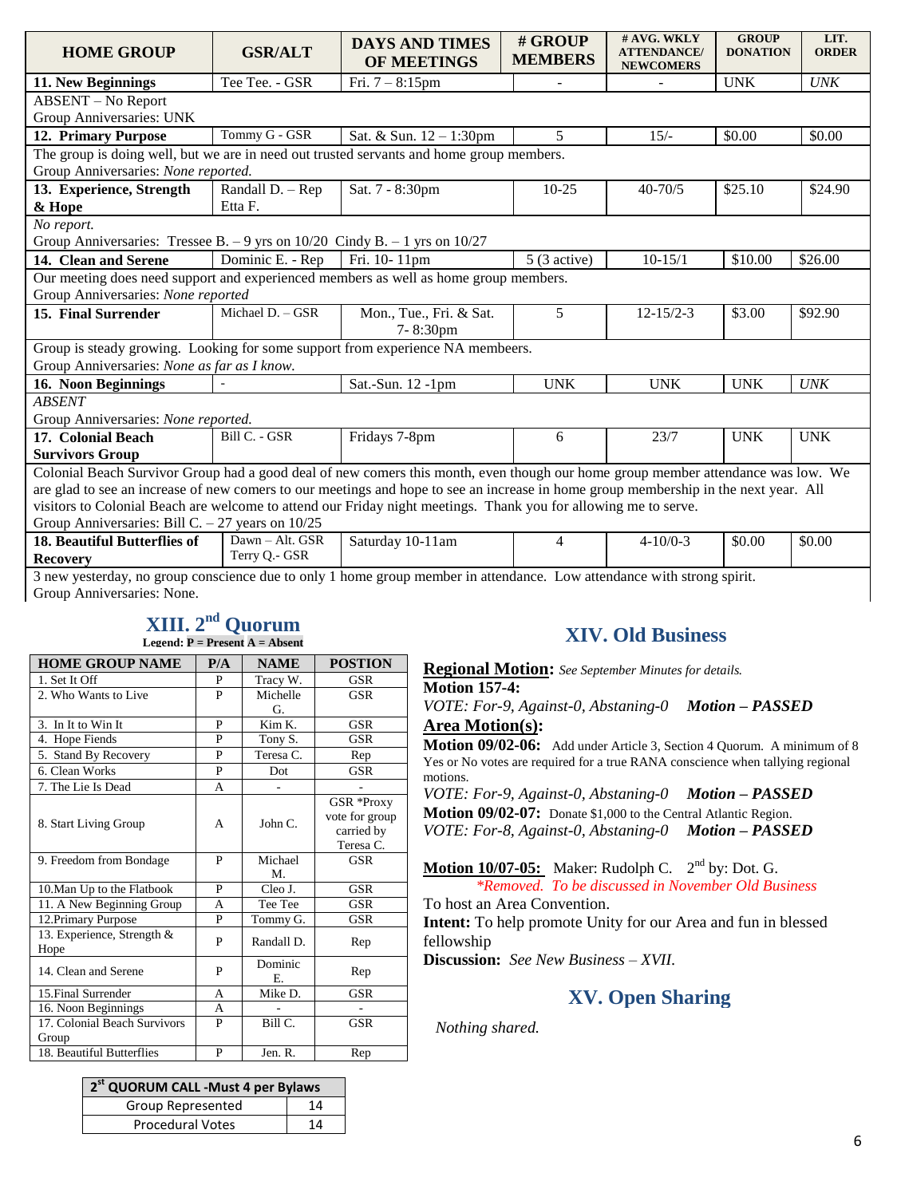| HOME GROUP | GSR/ALT | DAYS AND TIMES OF MEETINGS | # GROUP MEMBERS | # AVG. WKLY ATTENDANCE/ NEWCOMERS | GROUP DONATION | LIT. ORDER |
|---|---|---|---|---|---|---|
| **11. New Beginnings** | Tee Tee. - GSR | Fri. 7 – 8:15pm | - | - | UNK | *UNK* |
| ABSENT – No Report<br>Group Anniversaries: UNK | | | | | | |
| **12. Primary Purpose** | Tommy G - GSR | Sat. & Sun. 12 – 1:30pm | 5 | 15/- | $0.00 | $0.00 |
| The group is doing well, but we are in need out trusted servants and home group members.<br>Group Anniversaries: *None reported.* | | | | | | |
| **13. Experience, Strength & Hope** | Randall D. – Rep<br>Etta F. | Sat. 7 - 8:30pm | 10-25 | 40-70/5 | $25.10 | $24.90 |
| *No report.*<br>Group Anniversaries: Tressee B. – 9 yrs on 10/20 Cindy B. – 1 yrs on 10/27 | | | | | | |
| **14. Clean and Serene** | Dominic E. - Rep | Fri. 10- 11pm | 5 (3 active) | 10-15/1 | $10.00 | $26.00 |
| Our meeting does need support and experienced members as well as home group members.<br>Group Anniversaries: *None reported* | | | | | | |
| **15. Final Surrender** | Michael D. – GSR | Mon., Tue., Fri. & Sat. 7- 8:30pm | 5 | 12-15/2-3 | $3.00 | $92.90 |
| Group is steady growing. Looking for some support from experience NA membeers.<br>Group Anniversaries: *None as far as I know.* | | | | | | |
| **16. Noon Beginnings** | - | Sat.-Sun. 12 -1pm | UNK | UNK | UNK | *UNK* |
| *ABSENT*<br>Group Anniversaries: *None reported.* | | | | | | |
| **17. Colonial Beach Survivors Group** | Bill C. - GSR | Fridays 7-8pm | 6 | 23/7 | UNK | UNK |
| Colonial Beach Survivor Group had a good deal of new comers this month, even though our home group member attendance was low. We are glad to see an increase of new comers to our meetings and hope to see an increase in home group membership in the next year. All visitors to Colonial Beach are welcome to attend our Friday night meetings. Thank you for allowing me to serve.<br>Group Anniversaries: Bill C. – 27 years on 10/25 | | | | | | |
| **18. Beautiful Butterflies of Recovery** | Dawn – Alt. GSR<br>Terry Q.- GSR | Saturday 10-11am | 4 | 4-10/0-3 | $0.00 | $0.00 |

3 new yesterday, no group conscience due to only 1 home group member in attendance. Low attendance with strong spirit.
Group Anniversaries: None.

## XIII. 2nd Quorum

**Legend: P = Present A = Absent**

| HOME GROUP NAME | P/A | NAME | POSTION |
|---|---|---|---|
| 1. Set It Off | P | Tracy W. | GSR |
| 2. Who Wants to Live | P | Michelle G. | GSR |
| 3. In It to Win It | P | Kim K. | GSR |
| 4. Hope Fiends | P | Tony S. | GSR |
| 5. Stand By Recovery | P | Teresa C. | Rep |
| 6. Clean Works | P | Dot | GSR |
| 7. The Lie Is Dead | A | - | - |
| 8. Start Living Group | A | John C. | GSR *Proxy vote for group carried by Teresa C. |
| 9. Freedom from Bondage | P | Michael M. | GSR |
| 10.Man Up to the Flatbook | P | Cleo J. | GSR |
| 11. A New Beginning Group | A | Tee Tee | GSR |
| 12.Primary Purpose | P | Tommy G. | GSR |
| 13. Experience, Strength & Hope | P | Randall D. | Rep |
| 14. Clean and Serene | P | Dominic E. | Rep |
| 15.Final Surrender | A | Mike D. | GSR |
| 16. Noon Beginnings | A | - | - |
| 17. Colonial Beach Survivors Group | P | Bill C. | GSR |
| 18. Beautiful Butterflies | P | Jen. R. | Rep |

| 2st QUORUM CALL -Must 4 per Bylaws | |
|---|---|
| Group Represented | 14 |
| Procedural Votes | 14 |

## XIV. Old Business

**Regional Motion:** *See September Minutes for details.*

**Motion 157-4:**
*VOTE: For-9, Against-0, Abstaning-0* ***Motion – PASSED***

**Area Motion(s):**

**Motion 09/02-06:** Add under Article 3, Section 4 Quorum. A minimum of 8 Yes or No votes are required for a true RANA conscience when tallying regional motions.
*VOTE: For-9, Against-0, Abstaning-0* ***Motion – PASSED***

**Motion 09/02-07:** Donate $1,000 to the Central Atlantic Region.
*VOTE: For-8, Against-0, Abstaning-0* ***Motion – PASSED***

**Motion 10/07-05:** Maker: Rudolph C. 2nd by: Dot. G.
*\*Removed. To be discussed in November Old Business*
To host an Area Convention.
**Intent:** To help promote Unity for our Area and fun in blessed fellowship
**Discussion:** *See New Business – XVII.*

## XV. Open Sharing

*Nothing shared.*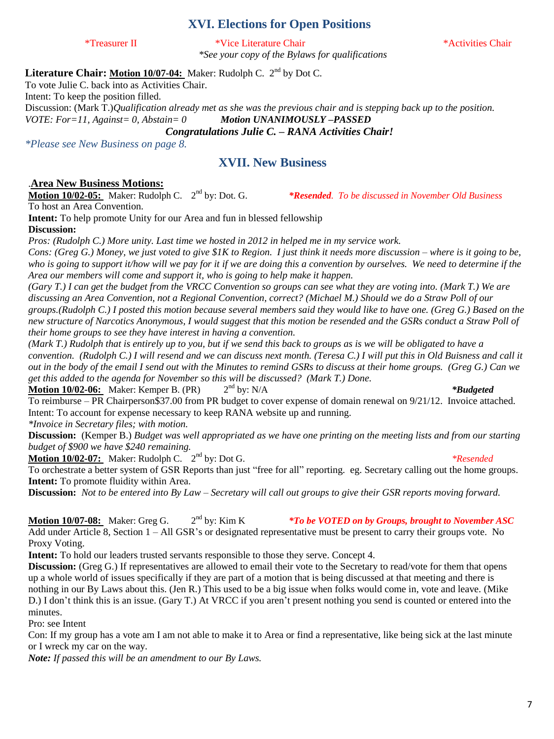## XVI. Elections for Open Positions

*Treasurer II *Vice Literature Chair *Activities Chair

*\*See your copy of the Bylaws for qualifications*

**Literature Chair: <u>Motion 10/07-04:</u>** Maker: Rudolph C. 2nd by Dot C.
To vote Julie C. back into as Activities Chair.
Intent: To keep the position filled.
Discussion: (Mark T.)*Qualification already met as she was the previous chair and is stepping back up to the position.*
*VOTE: For=11, Against= 0, Abstain= 0* ***Motion UNANIMOUSLY –PASSED***

***Congratulations Julie C. – RANA Activities Chair!***

*\*Please see New Business on page 8.*

## XVII. New Business

.**<u>Area New Business Motions:</u>**

**<u>Motion 10/02-05:</u>** Maker: Rudolph C. 2nd by: Dot. G. ***Resended**. To be discussed in November Old Business*
To host an Area Convention.
**Intent:** To help promote Unity for our Area and fun in blessed fellowship
**Discussion:**
*Pros: (Rudolph C.) More unity. Last time we hosted in 2012 in helped me in my service work.*
*Cons: (Greg G.) Money, we just voted to give $1K to Region. I just think it needs more discussion – where is it going to be, who is going to support it/how will we pay for it if we are doing this a convention by ourselves. We need to determine if the Area our members will come and support it, who is going to help make it happen.*
*(Gary T.) I can get the budget from the VRCC Convention so groups can see what they are voting into. (Mark T.) We are discussing an Area Convention, not a Regional Convention, correct? (Michael M.) Should we do a Straw Poll of our groups.(Rudolph C.) I posted this motion because several members said they would like to have one. (Greg G.) Based on the new structure of Narcotics Anonymous, I would suggest that this motion be resended and the GSRs conduct a Straw Poll of their home groups to see they have interest in having a convention.*
*(Mark T.) Rudolph that is entirely up to you, but if we send this back to groups as is we will be obligated to have a convention. (Rudolph C.) I will resend and we can discuss next month. (Teresa C.) I will put this in Old Buisness and call it out in the body of the email I send out with the Minutes to remind GSRs to discuss at their home groups. (Greg G.) Can we get this added to the agenda for November so this will be discussed? (Mark T.) Done.*

**<u>Motion 10/02-06:</u>** Maker: Kemper B. (PR) 2nd by: N/A ***\*Budgeted***
To reimburse – PR Chairperson$37.00 from PR budget to cover expense of domain renewal on 9/21/12. Invoice attached.
Intent: To account for expense necessary to keep RANA website up and running.
*\*Invoice in Secretary files; with motion.*
**Discussion:** (Kemper B.) *Budget was well appropriated as we have one printing on the meeting lists and from our starting budget of $900 we have $240 remaining.*

**<u>Motion 10/02-07:</u>** Maker: Rudolph C. 2nd by: Dot G. *\*Resended*
To orchestrate a better system of GSR Reports than just "free for all" reporting. eg. Secretary calling out the home groups.
**Intent:** To promote fluidity within Area.
**Discussion:** *Not to be entered into By Law – Secretary will call out groups to give their GSR reports moving forward.*

**<u>Motion 10/07-08:</u>** Maker: Greg G. 2nd by: Kim K ***\*To be VOTED on by Groups, brought to November ASC***
Add under Article 8, Section 1 – All GSR's or designated representative must be present to carry their groups vote. No Proxy Voting.
**Intent:** To hold our leaders trusted servants responsible to those they serve. Concept 4.
**Discussion:** (Greg G.) If representatives are allowed to email their vote to the Secretary to read/vote for them that opens up a whole world of issues specifically if they are part of a motion that is being discussed at that meeting and there is nothing in our By Laws about this. (Jen R.) This used to be a big issue when folks would come in, vote and leave. (Mike D.) I don't think this is an issue. (Gary T.) At VRCC if you aren't present nothing you send is counted or entered into the minutes.
Pro: see Intent
Con: If my group has a vote am I am not able to make it to Area or find a representative, like being sick at the last minute or I wreck my car on the way.
***Note:** If passed this will be an amendment to our By Laws.*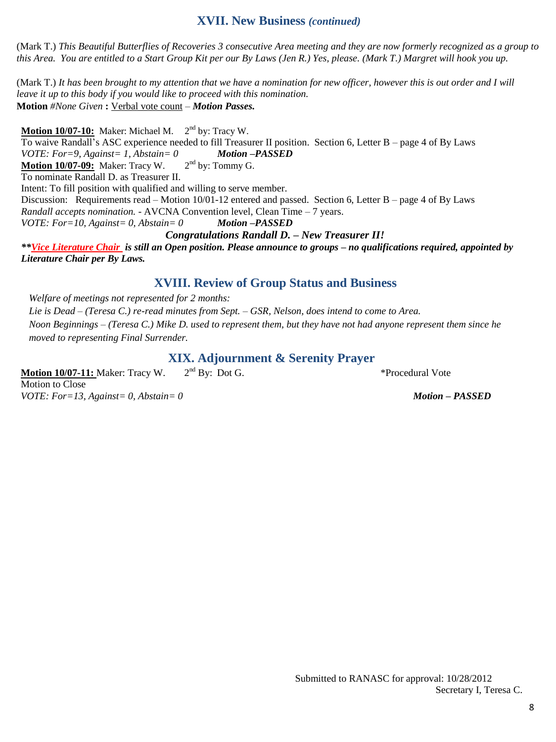## XVII. New Business *(continued)*

(Mark T.) *This Beautiful Butterflies of Recoveries 3 consecutive Area meeting and they are now formerly recognized as a group to this Area. You are entitled to a Start Group Kit per our By Laws (Jen R.) Yes, please. (Mark T.) Margret will hook you up.*

(Mark T.) *It has been brought to my attention that we have a nomination for new officer, however this is out order and I will leave it up to this body if you would like to proceed with this nomination.*
**Motion** *#None Given* **:** Verbal vote count – ***Motion Passes.***

**Motion 10/07-10:** Maker: Michael M. 2nd by: Tracy W.
To waive Randall's ASC experience needed to fill Treasurer II position. Section 6, Letter B – page 4 of By Laws
*VOTE: For=9, Against= 1, Abstain= 0* ***Motion –PASSED***

**Motion 10/07-09:** Maker: Tracy W. 2nd by: Tommy G.
To nominate Randall D. as Treasurer II.
Intent: To fill position with qualified and willing to serve member.
Discussion: Requirements read – Motion 10/01-12 entered and passed. Section 6, Letter B – page 4 of By Laws
*Randall accepts nomination.* - AVCNA Convention level, Clean Time – 7 years.
*VOTE: For=10, Against= 0, Abstain= 0* ***Motion –PASSED***

***Congratulations Randall D. – New Treasurer II!***

***\*\*Vice Literature Chair is still an Open position. Please announce to groups – no qualifications required, appointed by Literature Chair per By Laws.***

## XVIII. Review of Group Status and Business

*Welfare of meetings not represented for 2 months:*
*Lie is Dead – (Teresa C.) re-read minutes from Sept. – GSR, Nelson, does intend to come to Area.*
*Noon Beginnings – (Teresa C.) Mike D. used to represent them, but they have not had anyone represent them since he moved to representing Final Surrender.*

## XIX. Adjournment & Serenity Prayer

**Motion 10/07-11:** Maker: Tracy W. 2nd By: Dot G. *Procedural Vote
Motion to Close
*VOTE: For=13, Against= 0, Abstain= 0* ***Motion – PASSED***

Submitted to RANASC for approval: 10/28/2012
Secretary I, Teresa C.